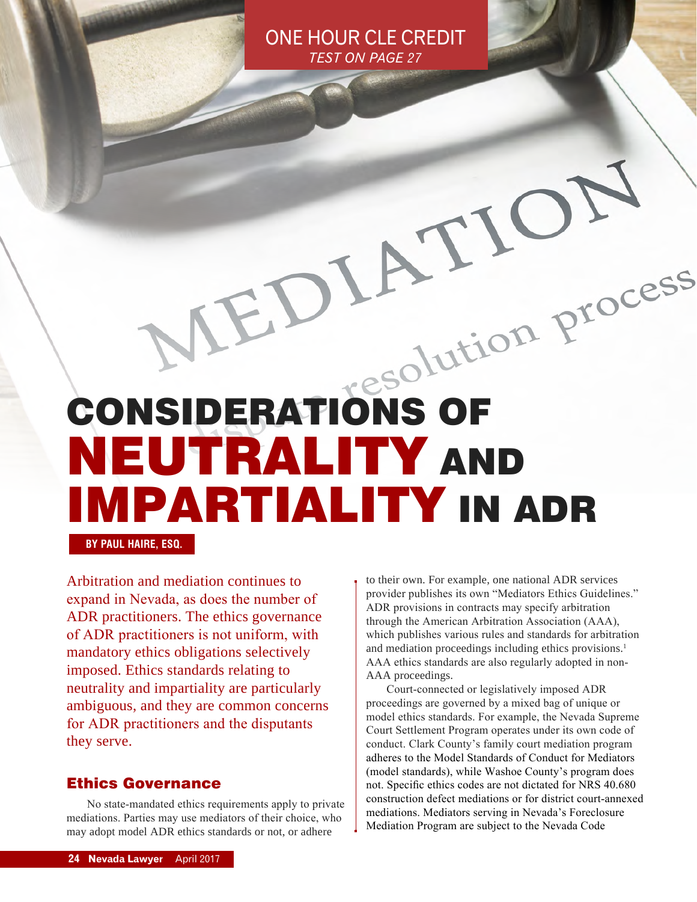ONE HOUR CLE CREDIT
*TEST ON PAGE 27*

# CONSIDERATIONS OF NEUTRALITY AND IMPARTIALITY IN ADR

**BY PAUL HAIRE, ESQ.**

Arbitration and mediation continues to expand in Nevada, as does the number of ADR practitioners. The ethics governance of ADR practitioners is not uniform, with mandatory ethics obligations selectively imposed. Ethics standards relating to neutrality and impartiality are particularly ambiguous, and they are common concerns for ADR practitioners and the disputants they serve.

## Ethics Governance

No state-mandated ethics requirements apply to private mediations. Parties may use mediators of their choice, who may adopt model ADR ethics standards or not, or adhere to their own. For example, one national ADR services provider publishes its own "Mediators Ethics Guidelines." ADR provisions in contracts may specify arbitration through the American Arbitration Association (AAA), which publishes various rules and standards for arbitration and mediation proceedings including ethics provisions.[1] AAA ethics standards are also regularly adopted in non-AAA proceedings.

Court-connected or legislatively imposed ADR proceedings are governed by a mixed bag of unique or model ethics standards. For example, the Nevada Supreme Court Settlement Program operates under its own code of conduct. Clark County's family court mediation program adheres to the Model Standards of Conduct for Mediators (model standards), while Washoe County's program does not. Specific ethics codes are not dictated for NRS 40.680 construction defect mediations or for district court-annexed mediations. Mediators serving in Nevada's Foreclosure Mediation Program are subject to the Nevada Code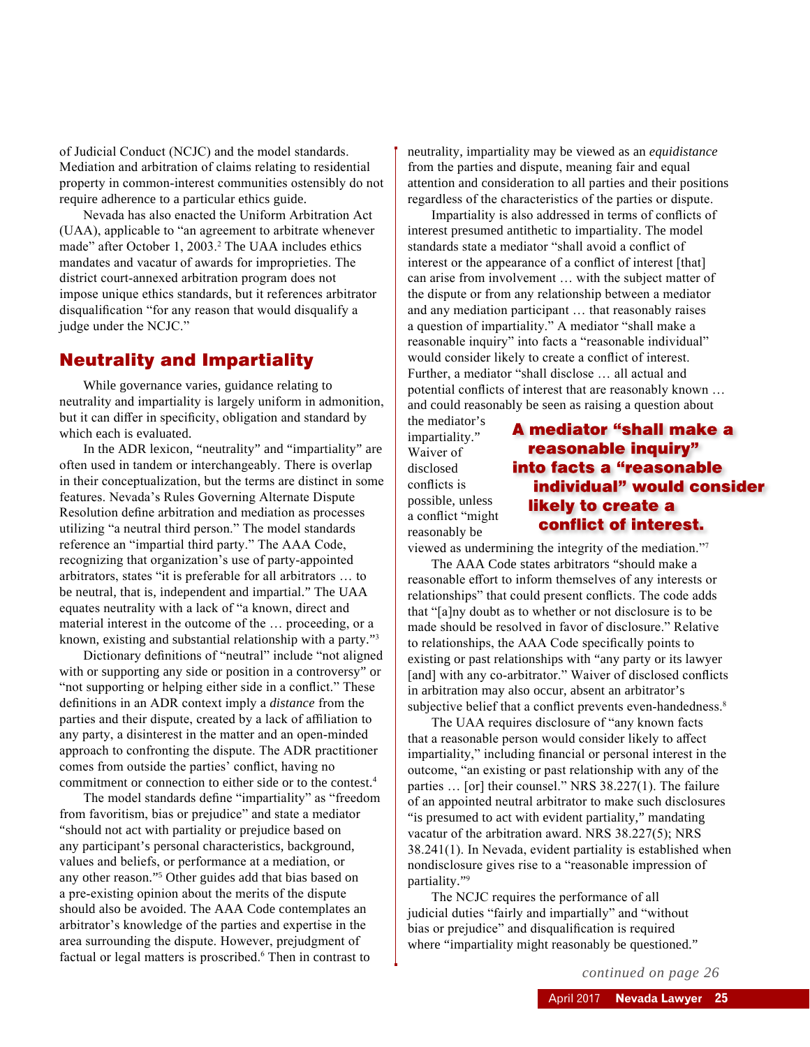of Judicial Conduct (NCJC) and the model standards. Mediation and arbitration of claims relating to residential property in common-interest communities ostensibly do not require adherence to a particular ethics guide.

Nevada has also enacted the Uniform Arbitration Act (UAA), applicable to "an agreement to arbitrate whenever made" after October 1, 2003.[2] The UAA includes ethics mandates and vacatur of awards for improprieties. The district court-annexed arbitration program does not impose unique ethics standards, but it references arbitrator disqualification "for any reason that would disqualify a judge under the NCJC."

## Neutrality and Impartiality

While governance varies, guidance relating to neutrality and impartiality is largely uniform in admonition, but it can differ in specificity, obligation and standard by which each is evaluated.

In the ADR lexicon, "neutrality" and "impartiality" are often used in tandem or interchangeably. There is overlap in their conceptualization, but the terms are distinct in some features. Nevada's Rules Governing Alternate Dispute Resolution define arbitration and mediation as processes utilizing "a neutral third person." The model standards reference an "impartial third party." The AAA Code, recognizing that organization's use of party-appointed arbitrators, states "it is preferable for all arbitrators … to be neutral, that is, independent and impartial." The UAA equates neutrality with a lack of "a known, direct and material interest in the outcome of the … proceeding, or a known, existing and substantial relationship with a party."[3]

Dictionary definitions of "neutral" include "not aligned with or supporting any side or position in a controversy" or "not supporting or helping either side in a conflict." These definitions in an ADR context imply a *distance* from the parties and their dispute, created by a lack of affiliation to any party, a disinterest in the matter and an open-minded approach to confronting the dispute. The ADR practitioner comes from outside the parties' conflict, having no commitment or connection to either side or to the contest.[4]

The model standards define "impartiality" as "freedom from favoritism, bias or prejudice" and state a mediator "should not act with partiality or prejudice based on any participant's personal characteristics, background, values and beliefs, or performance at a mediation, or any other reason."[5] Other guides add that bias based on a pre-existing opinion about the merits of the dispute should also be avoided. The AAA Code contemplates an arbitrator's knowledge of the parties and expertise in the area surrounding the dispute. However, prejudgment of factual or legal matters is proscribed.[6] Then in contrast to neutrality, impartiality may be viewed as an *equidistance* from the parties and dispute, meaning fair and equal attention and consideration to all parties and their positions regardless of the characteristics of the parties or dispute.

Impartiality is also addressed in terms of conflicts of interest presumed antithetic to impartiality. The model standards state a mediator "shall avoid a conflict of interest or the appearance of a conflict of interest [that] can arise from involvement … with the subject matter of the dispute or from any relationship between a mediator and any mediation participant … that reasonably raises a question of impartiality." A mediator "shall make a reasonable inquiry" into facts a "reasonable individual" would consider likely to create a conflict of interest. Further, a mediator "shall disclose … all actual and potential conflicts of interest that are reasonably known … and could reasonably be seen as raising a question about the mediator's impartiality." Waiver of disclosed conflicts is possible, unless a conflict "might reasonably be viewed as undermining the integrity of the mediation."[7]

**A mediator "shall make a reasonable inquiry" into facts a "reasonable individual" would consider likely to create a conflict of interest.**

The AAA Code states arbitrators "should make a reasonable effort to inform themselves of any interests or relationships" that could present conflicts. The code adds that "[a]ny doubt as to whether or not disclosure is to be made should be resolved in favor of disclosure." Relative to relationships, the AAA Code specifically points to existing or past relationships with "any party or its lawyer [and] with any co-arbitrator." Waiver of disclosed conflicts in arbitration may also occur, absent an arbitrator's subjective belief that a conflict prevents even-handedness.[8]

The UAA requires disclosure of "any known facts that a reasonable person would consider likely to affect impartiality," including financial or personal interest in the outcome, "an existing or past relationship with any of the parties … [or] their counsel." NRS 38.227(1). The failure of an appointed neutral arbitrator to make such disclosures "is presumed to act with evident partiality," mandating vacatur of the arbitration award. NRS 38.227(5); NRS 38.241(1). In Nevada, evident partiality is established when nondisclosure gives rise to a "reasonable impression of partiality."[9]

The NCJC requires the performance of all judicial duties "fairly and impartially" and "without bias or prejudice" and disqualification is required where "impartiality might reasonably be questioned."

*continued on page 26*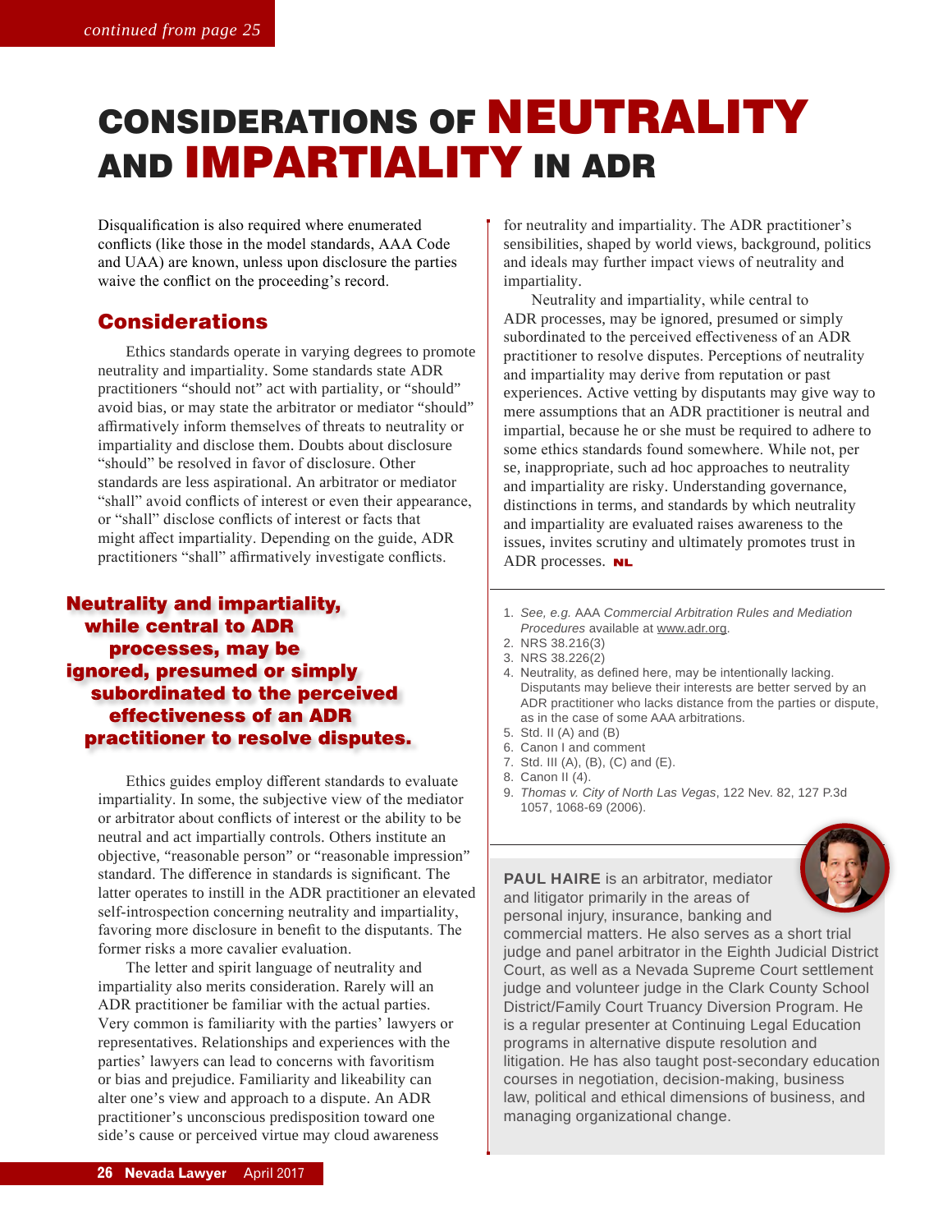# CONSIDERATIONS OF NEUTRALITY AND IMPARTIALITY IN ADR

Disqualification is also required where enumerated conflicts (like those in the model standards, AAA Code and UAA) are known, unless upon disclosure the parties waive the conflict on the proceeding's record.

## Considerations

Ethics standards operate in varying degrees to promote neutrality and impartiality. Some standards state ADR practitioners "should not" act with partiality, or "should" avoid bias, or may state the arbitrator or mediator "should" affirmatively inform themselves of threats to neutrality or impartiality and disclose them. Doubts about disclosure "should" be resolved in favor of disclosure. Other standards are less aspirational. An arbitrator or mediator "shall" avoid conflicts of interest or even their appearance, or "shall" disclose conflicts of interest or facts that might affect impartiality. Depending on the guide, ADR practitioners "shall" affirmatively investigate conflicts.

**Neutrality and impartiality, while central to ADR processes, may be ignored, presumed or simply subordinated to the perceived effectiveness of an ADR practitioner to resolve disputes.**

Ethics guides employ different standards to evaluate impartiality. In some, the subjective view of the mediator or arbitrator about conflicts of interest or the ability to be neutral and act impartially controls. Others institute an objective, "reasonable person" or "reasonable impression" standard. The difference in standards is significant. The latter operates to instill in the ADR practitioner an elevated self-introspection concerning neutrality and impartiality, favoring more disclosure in benefit to the disputants. The former risks a more cavalier evaluation.

The letter and spirit language of neutrality and impartiality also merits consideration. Rarely will an ADR practitioner be familiar with the actual parties. Very common is familiarity with the parties' lawyers or representatives. Relationships and experiences with the parties' lawyers can lead to concerns with favoritism or bias and prejudice. Familiarity and likeability can alter one's view and approach to a dispute. An ADR practitioner's unconscious predisposition toward one side's cause or perceived virtue may cloud awareness for neutrality and impartiality. The ADR practitioner's sensibilities, shaped by world views, background, politics and ideals may further impact views of neutrality and impartiality.

Neutrality and impartiality, while central to ADR processes, may be ignored, presumed or simply subordinated to the perceived effectiveness of an ADR practitioner to resolve disputes. Perceptions of neutrality and impartiality may derive from reputation or past experiences. Active vetting by disputants may give way to mere assumptions that an ADR practitioner is neutral and impartial, because he or she must be required to adhere to some ethics standards found somewhere. While not, per se, inappropriate, such ad hoc approaches to neutrality and impartiality are risky. Understanding governance, distinctions in terms, and standards by which neutrality and impartiality are evaluated raises awareness to the issues, invites scrutiny and ultimately promotes trust in ADR processes. **NL**

1. *See, e.g.* AAA *Commercial Arbitration Rules and Mediation Procedures* available at www.adr.org.
2. NRS 38.216(3)
3. NRS 38.226(2)
4. Neutrality, as defined here, may be intentionally lacking. Disputants may believe their interests are better served by an ADR practitioner who lacks distance from the parties or dispute, as in the case of some AAA arbitrations.
5. Std. II (A) and (B)
6. Canon I and comment
7. Std. III (A), (B), (C) and (E).
8. Canon II (4).
9. *Thomas v. City of North Las Vegas*, 122 Nev. 82, 127 P.3d 1057, 1068-69 (2006).

**PAUL HAIRE** is an arbitrator, mediator and litigator primarily in the areas of personal injury, insurance, banking and commercial matters. He also serves as a short trial judge and panel arbitrator in the Eighth Judicial District Court, as well as a Nevada Supreme Court settlement judge and volunteer judge in the Clark County School District/Family Court Truancy Diversion Program. He is a regular presenter at Continuing Legal Education programs in alternative dispute resolution and litigation. He has also taught post-secondary education courses in negotiation, decision-making, business law, political and ethical dimensions of business, and managing organizational change.